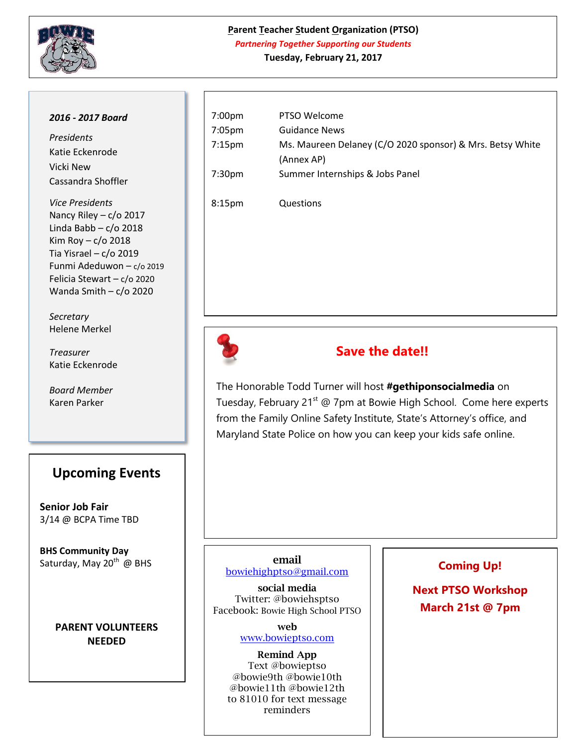# Parent Teacher Student Organization (PTSO)

*Partnering Together Supporting our Students*

**Tuesday, February 21, 2017**

| | |
|---|---|
| 7:00pm | PTSO Welcome |
| 7:05pm | Guidance News |
| 7:15pm | Ms. Maureen Delaney (C/O 2020 sponsor) & Mrs. Betsy White (Annex AP) |
| 7:30pm | Summer Internships & Jobs Panel |
| 8:15pm | Questions |

***2016 - 2017 Board***

*Presidents*
Katie Eckenrode
Vicki New
Cassandra Shoffler

*Vice Presidents*
Nancy Riley – c/o 2017
Linda Babb – c/o 2018
Kim Roy – c/o 2018
Tia Yisrael – c/o 2019
Funmi Adeduwon – c/o 2019
Felicia Stewart – c/o 2020
Wanda Smith – c/o 2020

*Secretary*
Helene Merkel

*Treasurer*
Katie Eckenrode

*Board Member*
Karen Parker

## Save the date!!

The Honorable Todd Turner will host **#gethiponsocialmedia** on Tuesday, February 21st @ 7pm at Bowie High School. Come here experts from the Family Online Safety Institute, State's Attorney's office, and Maryland State Police on how you can keep your kids safe online.

## Upcoming Events

**Senior Job Fair**
3/14 @ BCPA Time TBD

**BHS Community Day**
Saturday, May 20th @ BHS

**PARENT VOLUNTEERS NEEDED**

**email**
bowiehighptso@gmail.com

**social media**
Twitter: @bowiehsptso
Facebook: Bowie High School PTSO

**web**
www.bowieptso.com

**Remind App**
Text @bowieptso @bowie9th @bowie10th @bowie11th @bowie12th to 81010 for text message reminders

**Coming Up!**

**Next PTSO Workshop March 21st @ 7pm**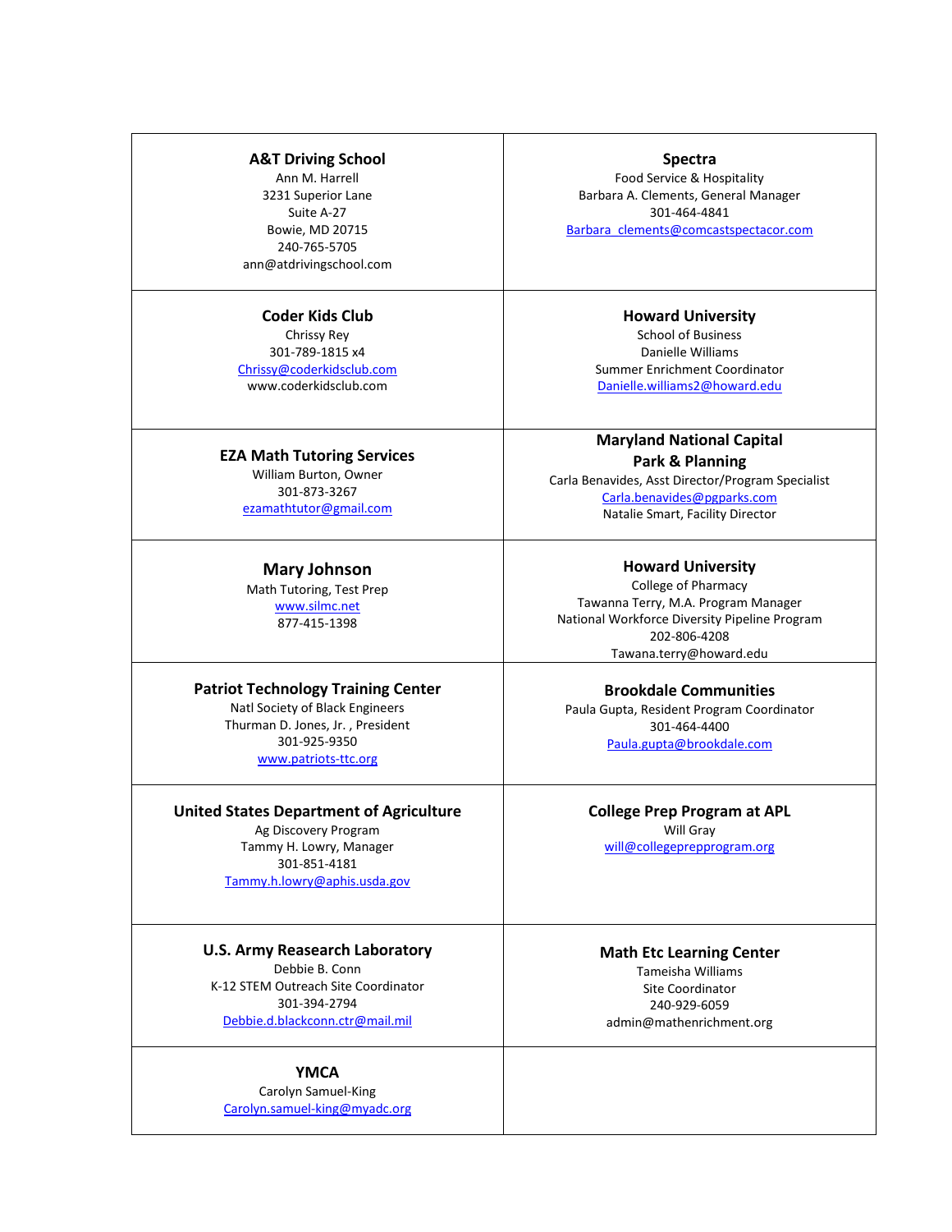| | |
|---|---|
| **A&T Driving School**<br>Ann M. Harrell<br>3231 Superior Lane<br>Suite A-27<br>Bowie, MD 20715<br>240-765-5705<br>ann@atdrivingschool.com | **Spectra**<br>Food Service & Hospitality<br>Barbara A. Clements, General Manager<br>301-464-4841<br>Barbara_clements@comcastspectacor.com |
| **Coder Kids Club**<br>Chrissy Rey<br>301-789-1815 x4<br>Chrissy@coderkidsclub.com<br>www.coderkidsclub.com | **Howard University**<br>School of Business<br>Danielle Williams<br>Summer Enrichment Coordinator<br>Danielle.williams2@howard.edu |
| **EZA Math Tutoring Services**<br>William Burton, Owner<br>301-873-3267<br>ezamathtutor@gmail.com | **Maryland National Capital Park & Planning**<br>Carla Benavides, Asst Director/Program Specialist<br>Carla.benavides@pgparks.com<br>Natalie Smart, Facility Director |
| **Mary Johnson**<br>Math Tutoring, Test Prep<br>www.silmc.net<br>877-415-1398 | **Howard University**<br>College of Pharmacy<br>Tawanna Terry, M.A. Program Manager<br>National Workforce Diversity Pipeline Program<br>202-806-4208<br>Tawana.terry@howard.edu |
| **Patriot Technology Training Center**<br>Natl Society of Black Engineers<br>Thurman D. Jones, Jr. , President<br>301-925-9350<br>www.patriots-ttc.org | **Brookdale Communities**<br>Paula Gupta, Resident Program Coordinator<br>301-464-4400<br>Paula.gupta@brookdale.com |
| **United States Department of Agriculture**<br>Ag Discovery Program<br>Tammy H. Lowry, Manager<br>301-851-4181<br>Tammy.h.lowry@aphis.usda.gov | **College Prep Program at APL**<br>Will Gray<br>will@collegeprepprogram.org |
| **U.S. Army Reasearch Laboratory**<br>Debbie B. Conn<br>K-12 STEM Outreach Site Coordinator<br>301-394-2794<br>Debbie.d.blackconn.ctr@mail.mil | **Math Etc Learning Center**<br>Tameisha Williams<br>Site Coordinator<br>240-929-6059<br>admin@mathenrichment.org |
| **YMCA**<br>Carolyn Samuel-King<br>Carolyn.samuel-king@myadc.org | |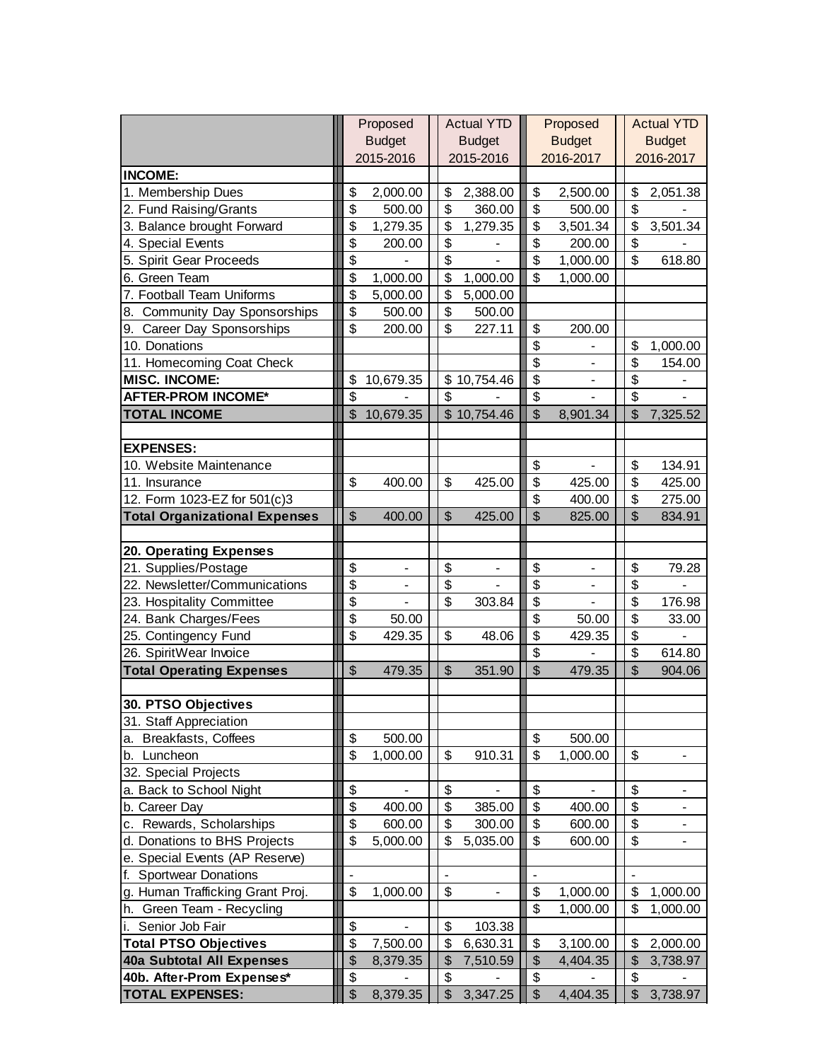| | Proposed Budget 2015-2016 | Actual YTD Budget 2015-2016 | Proposed Budget 2016-2017 | Actual YTD Budget 2016-2017 |
|---|---|---|---|---|
| **INCOME:** | | | | |
| 1. Membership Dues | $ 2,000.00 | $ 2,388.00 | $ 2,500.00 | $ 2,051.38 |
| 2. Fund Raising/Grants | $ 500.00 | $ 360.00 | $ 500.00 | $ - |
| 3. Balance brought Forward | $ 1,279.35 | $ 1,279.35 | $ 3,501.34 | $ 3,501.34 |
| 4. Special Events | $ 200.00 | $ - | $ 200.00 | $ - |
| 5. Spirit Gear Proceeds | $ - | $ - | $ 1,000.00 | $ 618.80 |
| 6. Green Team | $ 1,000.00 | $ 1,000.00 | $ 1,000.00 | |
| 7. Football Team Uniforms | $ 5,000.00 | $ 5,000.00 | | |
| 8. Community Day Sponsorships | $ 500.00 | $ 500.00 | | |
| 9. Career Day Sponsorships | $ 200.00 | $ 227.11 | $ 200.00 | |
| 10. Donations | | | $ - | $ 1,000.00 |
| 11. Homecoming Coat Check | | | $ - | $ 154.00 |
| **MISC. INCOME:** | $ 10,679.35 | $ 10,754.46 | $ - | $ - |
| **AFTER-PROM INCOME*** | $ - | $ - | $ - | $ - |
| **TOTAL INCOME** | $ 10,679.35 | $ 10,754.46 | $ 8,901.34 | $ 7,325.52 |
| | | | | |
| **EXPENSES:** | | | | |
| 10. Website Maintenance | | | $ - | $ 134.91 |
| 11. Insurance | $ 400.00 | $ 425.00 | $ 425.00 | $ 425.00 |
| 12. Form 1023-EZ for 501(c)3 | | | $ 400.00 | $ 275.00 |
| **Total Organizational Expenses** | $ 400.00 | $ 425.00 | $ 825.00 | $ 834.91 |
| | | | | |
| **20. Operating Expenses** | | | | |
| 21. Supplies/Postage | $ - | $ - | $ - | $ 79.28 |
| 22. Newsletter/Communications | $ - | $ - | $ - | $ - |
| 23. Hospitality Committee | $ - | $ 303.84 | $ - | $ 176.98 |
| 24. Bank Charges/Fees | $ 50.00 | | $ 50.00 | $ 33.00 |
| 25. Contingency Fund | $ 429.35 | $ 48.06 | $ 429.35 | $ - |
| 26. SpiritWear Invoice | | | $ - | $ 614.80 |
| **Total Operating Expenses** | $ 479.35 | $ 351.90 | $ 479.35 | $ 904.06 |
| | | | | |
| **30. PTSO Objectives** | | | | |
| 31. Staff Appreciation | | | | |
| a. Breakfasts, Coffees | $ 500.00 | | $ 500.00 | |
| b. Luncheon | $ 1,000.00 | $ 910.31 | $ 1,000.00 | $ - |
| 32. Special Projects | | | | |
| a. Back to School Night | $ - | $ - | $ - | $ - |
| b. Career Day | $ 400.00 | $ 385.00 | $ 400.00 | $ - |
| c. Rewards, Scholarships | $ 600.00 | $ 300.00 | $ 600.00 | $ - |
| d. Donations to BHS Projects | $ 5,000.00 | $ 5,035.00 | $ 600.00 | $ - |
| e. Special Events (AP Reserve) | | | | |
| f. Sportwear Donations | - | - | - | - |
| g. Human Trafficking Grant Proj. | $ 1,000.00 | $ - | $ 1,000.00 | $ 1,000.00 |
| h. Green Team - Recycling | | | $ 1,000.00 | $ 1,000.00 |
| i. Senior Job Fair | $ - | $ 103.38 | | |
| **Total PTSO Objectives** | $ 7,500.00 | $ 6,630.31 | $ 3,100.00 | $ 2,000.00 |
| **40a Subtotal All Expenses** | $ 8,379.35 | $ 7,510.59 | $ 4,404.35 | $ 3,738.97 |
| **40b. After-Prom Expenses*** | $ - | $ - | $ - | $ - |
| **TOTAL EXPENSES:** | $ 8,379.35 | $ 3,347.25 | $ 4,404.35 | $ 3,738.97 |